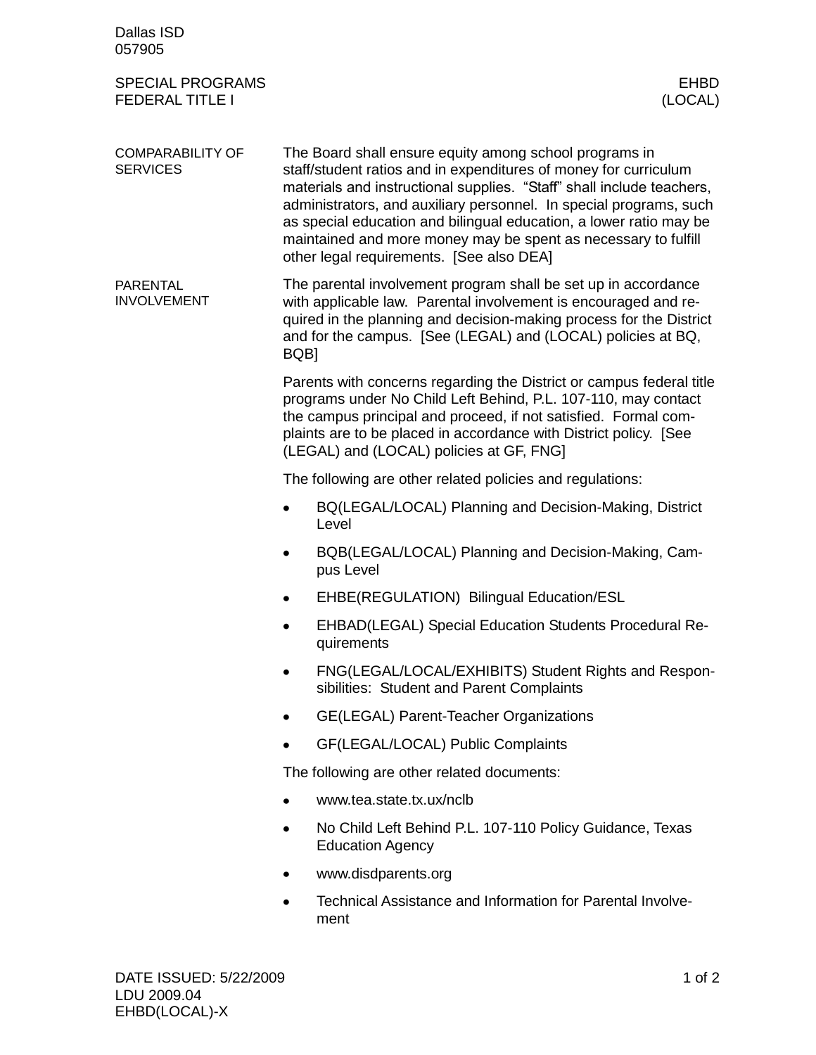Dallas ISD
057905

# SPECIAL PROGRAMS
# FEDERAL TITLE I

EHBD
(LOCAL)

## COMPARABILITY OF SERVICES

The Board shall ensure equity among school programs in staff/student ratios and in expenditures of money for curriculum materials and instructional supplies. "Staff" shall include teachers, administrators, and auxiliary personnel. In special programs, such as special education and bilingual education, a lower ratio may be maintained and more money may be spent as necessary to fulfill other legal requirements. [See also DEA]

## PARENTAL INVOLVEMENT

The parental involvement program shall be set up in accordance with applicable law. Parental involvement is encouraged and required in the planning and decision-making process for the District and for the campus. [See (LEGAL) and (LOCAL) policies at BQ, BQB]

Parents with concerns regarding the District or campus federal title programs under No Child Left Behind, P.L. 107-110, may contact the campus principal and proceed, if not satisfied. Formal complaints are to be placed in accordance with District policy. [See (LEGAL) and (LOCAL) policies at GF, FNG]

The following are other related policies and regulations:

- BQ(LEGAL/LOCAL) Planning and Decision-Making, District Level
- BQB(LEGAL/LOCAL) Planning and Decision-Making, Campus Level
- EHBE(REGULATION) Bilingual Education/ESL
- EHBAD(LEGAL) Special Education Students Procedural Requirements
- FNG(LEGAL/LOCAL/EXHIBITS) Student Rights and Responsibilities: Student and Parent Complaints
- GE(LEGAL) Parent-Teacher Organizations
- GF(LEGAL/LOCAL) Public Complaints

The following are other related documents:

- www.tea.state.tx.ux/nclb
- No Child Left Behind P.L. 107-110 Policy Guidance, Texas Education Agency
- www.disdparents.org
- Technical Assistance and Information for Parental Involvement

DATE ISSUED: 5/22/2009
LDU 2009.04
EHBD(LOCAL)-X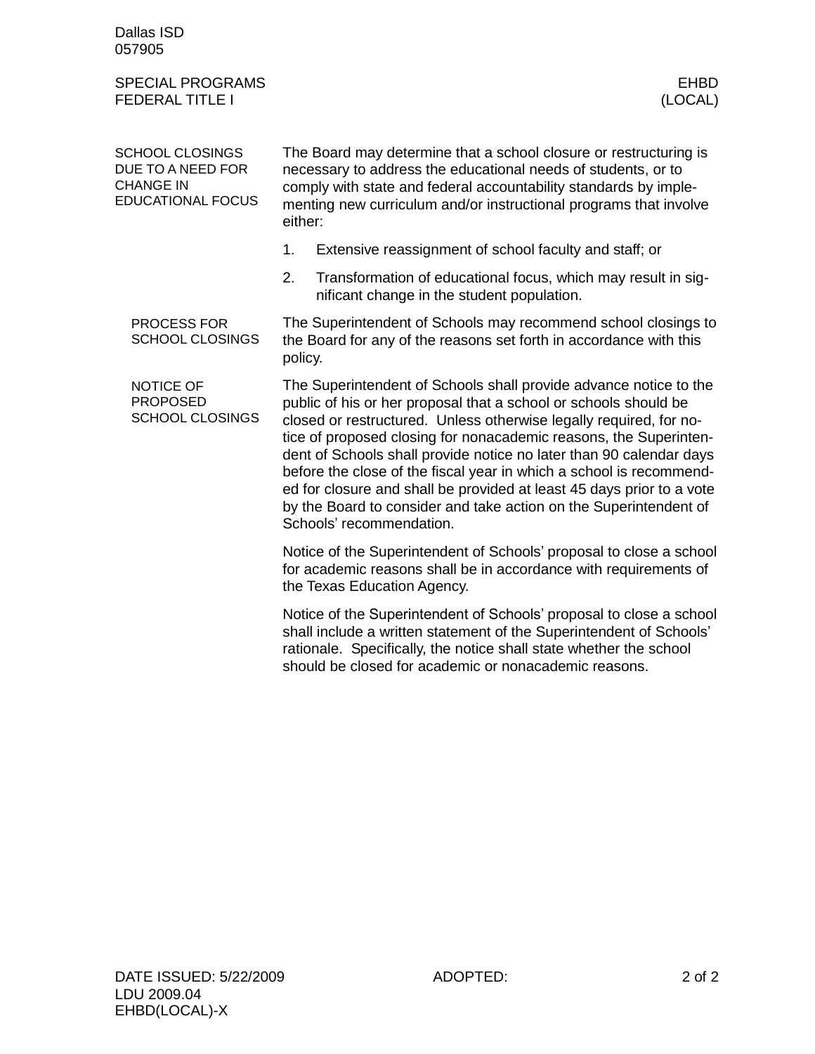## SCHOOL CLOSINGS DUE TO A NEED FOR CHANGE IN EDUCATIONAL FOCUS

The Board may determine that a school closure or restructuring is necessary to address the educational needs of students, or to comply with state and federal accountability standards by implementing new curriculum and/or instructional programs that involve either:

1. Extensive reassignment of school faculty and staff; or
2. Transformation of educational focus, which may result in significant change in the student population.

### PROCESS FOR SCHOOL CLOSINGS

The Superintendent of Schools may recommend school closings to the Board for any of the reasons set forth in accordance with this policy.

### NOTICE OF PROPOSED SCHOOL CLOSINGS

The Superintendent of Schools shall provide advance notice to the public of his or her proposal that a school or schools should be closed or restructured. Unless otherwise legally required, for notice of proposed closing for nonacademic reasons, the Superintendent of Schools shall provide notice no later than 90 calendar days before the close of the fiscal year in which a school is recommended for closure and shall be provided at least 45 days prior to a vote by the Board to consider and take action on the Superintendent of Schools' recommendation.

Notice of the Superintendent of Schools' proposal to close a school for academic reasons shall be in accordance with requirements of the Texas Education Agency.

Notice of the Superintendent of Schools' proposal to close a school shall include a written statement of the Superintendent of Schools' rationale. Specifically, the notice shall state whether the school should be closed for academic or nonacademic reasons.